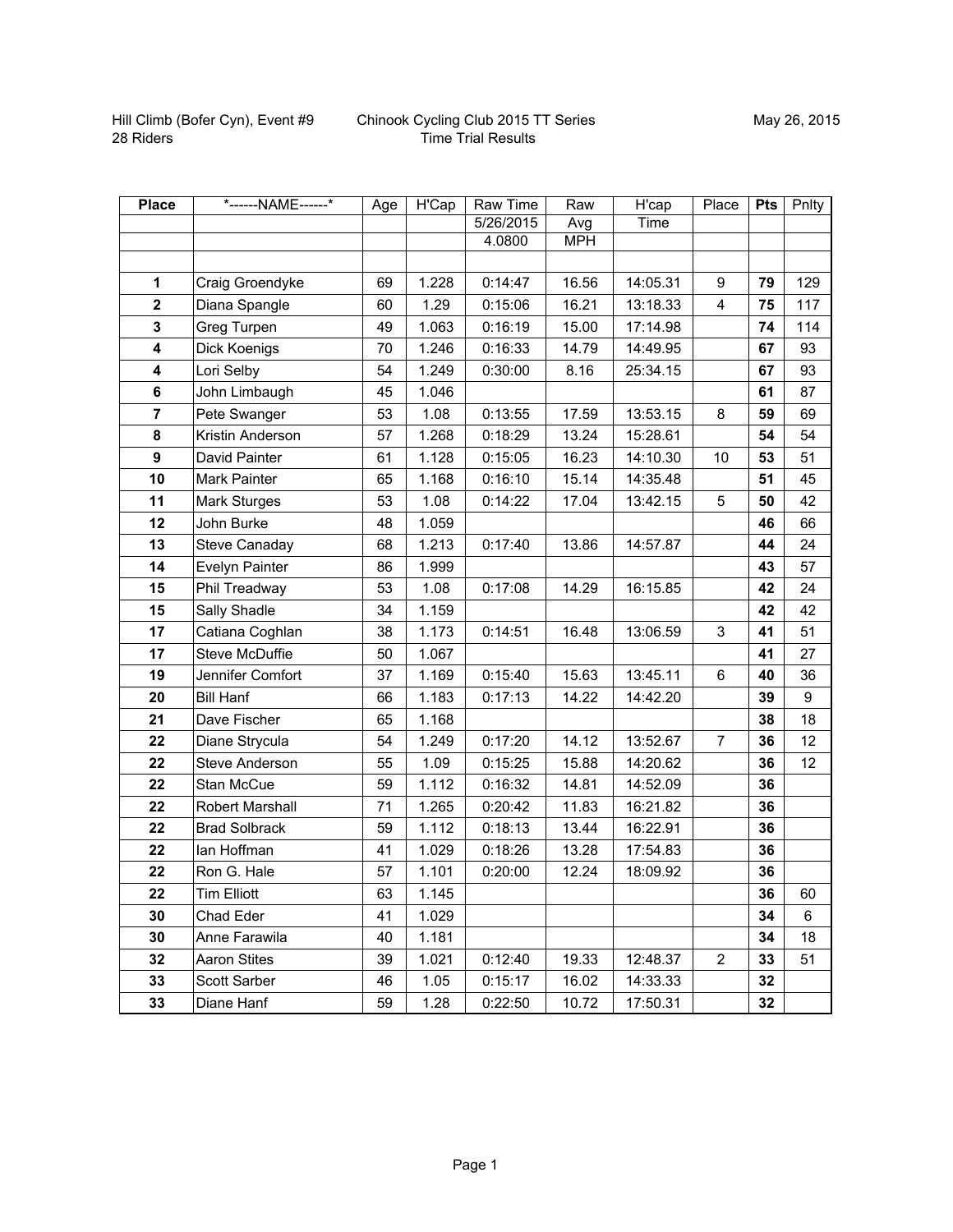Hill Climb (Bofer Cyn), Event #9
28 Riders

Chinook Cycling Club 2015 TT Series
Time Trial Results

May 26, 2015

| Place | *------NAME------* | Age | H'Cap | Raw Time | Raw | H'cap | Place | Pts | Pnlty |
|---|---|---|---|---|---|---|---|---|---|
| | | | | 5/26/2015 | Avg | Time | | | |
| | | | | 4.0800 | MPH | | | | |
| | | | | | | | | | |
| **1** | Craig Groendyke | 69 | 1.228 | 0:14:47 | 16.56 | 14:05.31 | 9 | **79** | 129 |
| **2** | Diana Spangle | 60 | 1.29 | 0:15:06 | 16.21 | 13:18.33 | 4 | **75** | 117 |
| **3** | Greg Turpen | 49 | 1.063 | 0:16:19 | 15.00 | 17:14.98 | | **74** | 114 |
| **4** | Dick Koenigs | 70 | 1.246 | 0:16:33 | 14.79 | 14:49.95 | | **67** | 93 |
| **4** | Lori Selby | 54 | 1.249 | 0:30:00 | 8.16 | 25:34.15 | | **67** | 93 |
| **6** | John Limbaugh | 45 | 1.046 | | | | | **61** | 87 |
| **7** | Pete Swanger | 53 | 1.08 | 0:13:55 | 17.59 | 13:53.15 | 8 | **59** | 69 |
| **8** | Kristin Anderson | 57 | 1.268 | 0:18:29 | 13.24 | 15:28.61 | | **54** | 54 |
| **9** | David Painter | 61 | 1.128 | 0:15:05 | 16.23 | 14:10.30 | 10 | **53** | 51 |
| **10** | Mark Painter | 65 | 1.168 | 0:16:10 | 15.14 | 14:35.48 | | **51** | 45 |
| **11** | Mark Sturges | 53 | 1.08 | 0:14:22 | 17.04 | 13:42.15 | 5 | **50** | 42 |
| **12** | John Burke | 48 | 1.059 | | | | | **46** | 66 |
| **13** | Steve Canaday | 68 | 1.213 | 0:17:40 | 13.86 | 14:57.87 | | **44** | 24 |
| **14** | Evelyn Painter | 86 | 1.999 | | | | | **43** | 57 |
| **15** | Phil Treadway | 53 | 1.08 | 0:17:08 | 14.29 | 16:15.85 | | **42** | 24 |
| **15** | Sally Shadle | 34 | 1.159 | | | | | **42** | 42 |
| **17** | Catiana Coghlan | 38 | 1.173 | 0:14:51 | 16.48 | 13:06.59 | 3 | **41** | 51 |
| **17** | Steve McDuffie | 50 | 1.067 | | | | | **41** | 27 |
| **19** | Jennifer Comfort | 37 | 1.169 | 0:15:40 | 15.63 | 13:45.11 | 6 | **40** | 36 |
| **20** | Bill Hanf | 66 | 1.183 | 0:17:13 | 14.22 | 14:42.20 | | **39** | 9 |
| **21** | Dave Fischer | 65 | 1.168 | | | | | **38** | 18 |
| **22** | Diane Strycula | 54 | 1.249 | 0:17:20 | 14.12 | 13:52.67 | 7 | **36** | 12 |
| **22** | Steve Anderson | 55 | 1.09 | 0:15:25 | 15.88 | 14:20.62 | | **36** | 12 |
| **22** | Stan McCue | 59 | 1.112 | 0:16:32 | 14.81 | 14:52.09 | | **36** | |
| **22** | Robert Marshall | 71 | 1.265 | 0:20:42 | 11.83 | 16:21.82 | | **36** | |
| **22** | Brad Solbrack | 59 | 1.112 | 0:18:13 | 13.44 | 16:22.91 | | **36** | |
| **22** | Ian Hoffman | 41 | 1.029 | 0:18:26 | 13.28 | 17:54.83 | | **36** | |
| **22** | Ron G. Hale | 57 | 1.101 | 0:20:00 | 12.24 | 18:09.92 | | **36** | |
| **22** | Tim Elliott | 63 | 1.145 | | | | | **36** | 60 |
| **30** | Chad Eder | 41 | 1.029 | | | | | **34** | 6 |
| **30** | Anne Farawila | 40 | 1.181 | | | | | **34** | 18 |
| **32** | Aaron Stites | 39 | 1.021 | 0:12:40 | 19.33 | 12:48.37 | 2 | **33** | 51 |
| **33** | Scott Sarber | 46 | 1.05 | 0:15:17 | 16.02 | 14:33.33 | | **32** | |
| **33** | Diane Hanf | 59 | 1.28 | 0:22:50 | 10.72 | 17:50.31 | | **32** | |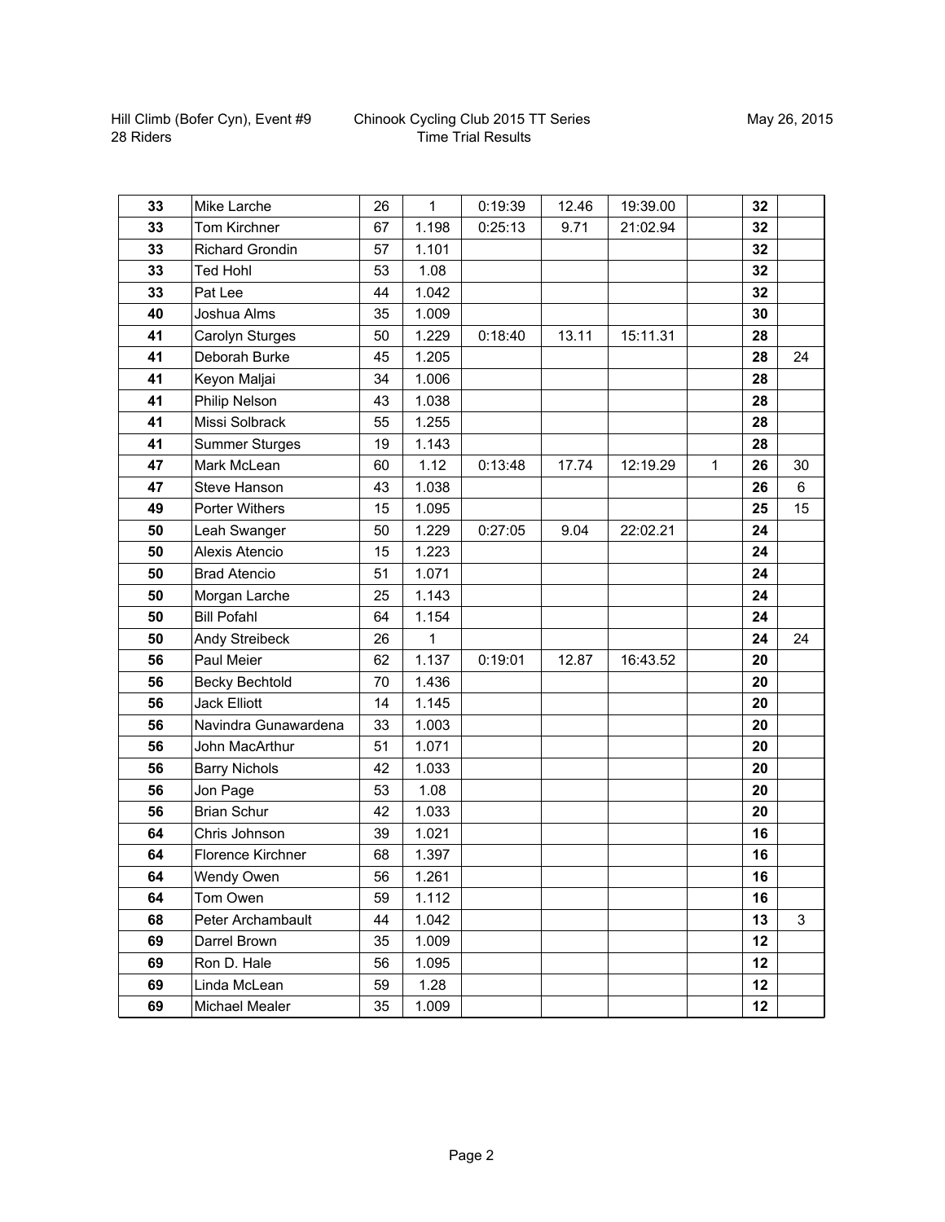Hill Climb (Bofer Cyn), Event #9
28 Riders

Chinook Cycling Club 2015 TT Series
Time Trial Results

May 26, 2015

| | | | | | | | | | |
|---|---|---|---|---|---|---|---|---|---|
| 33 | Mike Larche | 26 | 1 | 0:19:39 | 12.46 | 19:39.00 | | 32 | |
| 33 | Tom Kirchner | 67 | 1.198 | 0:25:13 | 9.71 | 21:02.94 | | 32 | |
| 33 | Richard Grondin | 57 | 1.101 | | | | | 32 | |
| 33 | Ted Hohl | 53 | 1.08 | | | | | 32 | |
| 33 | Pat Lee | 44 | 1.042 | | | | | 32 | |
| 40 | Joshua Alms | 35 | 1.009 | | | | | 30 | |
| 41 | Carolyn Sturges | 50 | 1.229 | 0:18:40 | 13.11 | 15:11.31 | | 28 | |
| 41 | Deborah Burke | 45 | 1.205 | | | | | 28 | 24 |
| 41 | Keyon Maljai | 34 | 1.006 | | | | | 28 | |
| 41 | Philip Nelson | 43 | 1.038 | | | | | 28 | |
| 41 | Missi Solbrack | 55 | 1.255 | | | | | 28 | |
| 41 | Summer Sturges | 19 | 1.143 | | | | | 28 | |
| 47 | Mark McLean | 60 | 1.12 | 0:13:48 | 17.74 | 12:19.29 | 1 | 26 | 30 |
| 47 | Steve Hanson | 43 | 1.038 | | | | | 26 | 6 |
| 49 | Porter Withers | 15 | 1.095 | | | | | 25 | 15 |
| 50 | Leah Swanger | 50 | 1.229 | 0:27:05 | 9.04 | 22:02.21 | | 24 | |
| 50 | Alexis Atencio | 15 | 1.223 | | | | | 24 | |
| 50 | Brad Atencio | 51 | 1.071 | | | | | 24 | |
| 50 | Morgan Larche | 25 | 1.143 | | | | | 24 | |
| 50 | Bill Pofahl | 64 | 1.154 | | | | | 24 | |
| 50 | Andy Streibeck | 26 | 1 | | | | | 24 | 24 |
| 56 | Paul Meier | 62 | 1.137 | 0:19:01 | 12.87 | 16:43.52 | | 20 | |
| 56 | Becky Bechtold | 70 | 1.436 | | | | | 20 | |
| 56 | Jack Elliott | 14 | 1.145 | | | | | 20 | |
| 56 | Navindra Gunawardena | 33 | 1.003 | | | | | 20 | |
| 56 | John MacArthur | 51 | 1.071 | | | | | 20 | |
| 56 | Barry Nichols | 42 | 1.033 | | | | | 20 | |
| 56 | Jon Page | 53 | 1.08 | | | | | 20 | |
| 56 | Brian Schur | 42 | 1.033 | | | | | 20 | |
| 64 | Chris Johnson | 39 | 1.021 | | | | | 16 | |
| 64 | Florence Kirchner | 68 | 1.397 | | | | | 16 | |
| 64 | Wendy Owen | 56 | 1.261 | | | | | 16 | |
| 64 | Tom Owen | 59 | 1.112 | | | | | 16 | |
| 68 | Peter Archambault | 44 | 1.042 | | | | | 13 | 3 |
| 69 | Darrel Brown | 35 | 1.009 | | | | | 12 | |
| 69 | Ron D. Hale | 56 | 1.095 | | | | | 12 | |
| 69 | Linda McLean | 59 | 1.28 | | | | | 12 | |
| 69 | Michael Mealer | 35 | 1.009 | | | | | 12 | |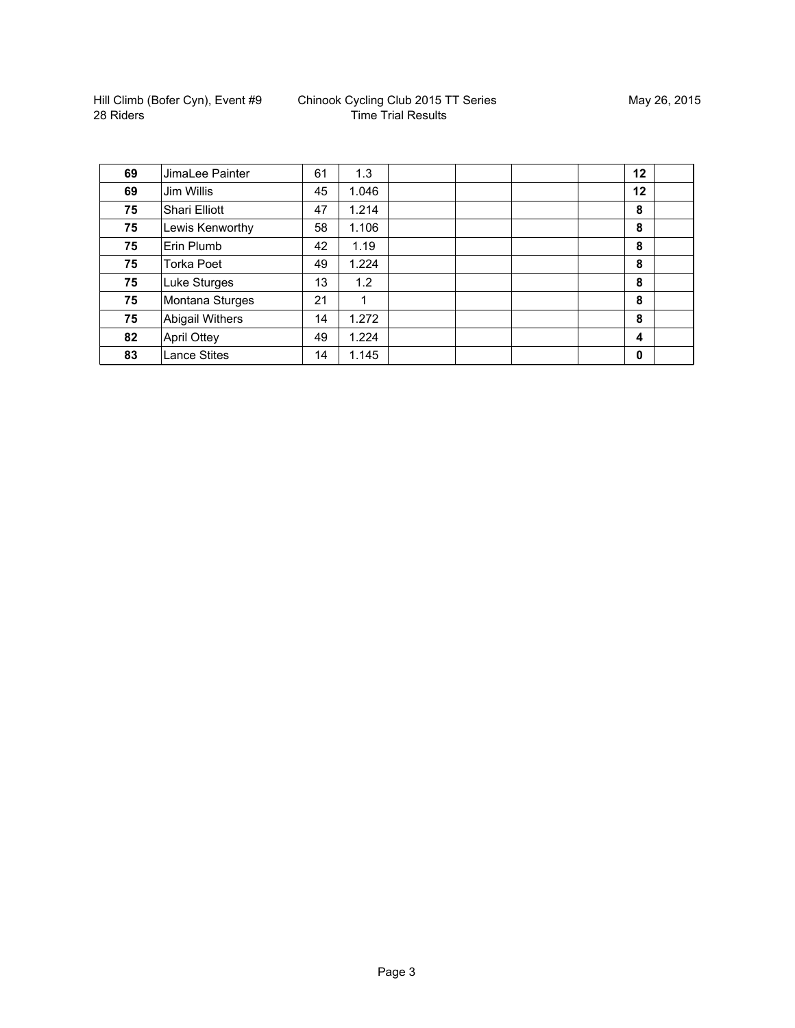Hill Climb (Bofer Cyn), Event #9
28 Riders

Chinook Cycling Club 2015 TT Series
Time Trial Results

May 26, 2015

| | | | | | | | | | |
|---|---|---|---|---|---|---|---|---|---|
| **69** | JimaLee Painter | 61 | 1.3 | | | | | **12** | |
| **69** | Jim Willis | 45 | 1.046 | | | | | **12** | |
| **75** | Shari Elliott | 47 | 1.214 | | | | | **8** | |
| **75** | Lewis Kenworthy | 58 | 1.106 | | | | | **8** | |
| **75** | Erin Plumb | 42 | 1.19 | | | | | **8** | |
| **75** | Torka Poet | 49 | 1.224 | | | | | **8** | |
| **75** | Luke Sturges | 13 | 1.2 | | | | | **8** | |
| **75** | Montana Sturges | 21 | 1 | | | | | **8** | |
| **75** | Abigail Withers | 14 | 1.272 | | | | | **8** | |
| **82** | April Ottey | 49 | 1.224 | | | | | **4** | |
| **83** | Lance Stites | 14 | 1.145 | | | | | **0** | |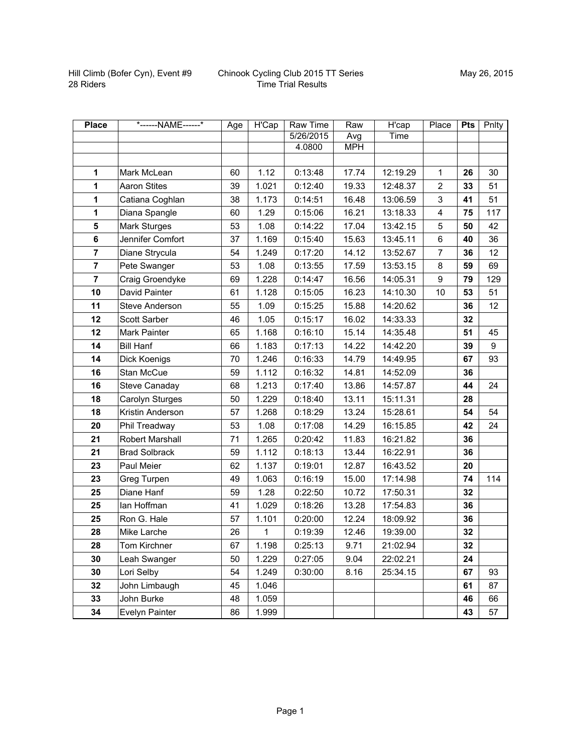Hill Climb (Bofer Cyn), Event #9
28 Riders

Chinook Cycling Club 2015 TT Series
Time Trial Results

May 26, 2015

| Place | *------NAME------* | Age | H'Cap | Raw Time | Raw | H'cap | Place | Pts | Pnlty |
|---|---|---|---|---|---|---|---|---|---|
| | | | | 5/26/2015 | Avg | Time | | | |
| | | | | 4.0800 | MPH | | | | |
| | | | | | | | | | |
| **1** | Mark McLean | 60 | 1.12 | 0:13:48 | 17.74 | 12:19.29 | 1 | **26** | 30 |
| **1** | Aaron Stites | 39 | 1.021 | 0:12:40 | 19.33 | 12:48.37 | 2 | **33** | 51 |
| **1** | Catiana Coghlan | 38 | 1.173 | 0:14:51 | 16.48 | 13:06.59 | 3 | **41** | 51 |
| **1** | Diana Spangle | 60 | 1.29 | 0:15:06 | 16.21 | 13:18.33 | 4 | **75** | 117 |
| **5** | Mark Sturges | 53 | 1.08 | 0:14:22 | 17.04 | 13:42.15 | 5 | **50** | 42 |
| **6** | Jennifer Comfort | 37 | 1.169 | 0:15:40 | 15.63 | 13:45.11 | 6 | **40** | 36 |
| **7** | Diane Strycula | 54 | 1.249 | 0:17:20 | 14.12 | 13:52.67 | 7 | **36** | 12 |
| **7** | Pete Swanger | 53 | 1.08 | 0:13:55 | 17.59 | 13:53.15 | 8 | **59** | 69 |
| **7** | Craig Groendyke | 69 | 1.228 | 0:14:47 | 16.56 | 14:05.31 | 9 | **79** | 129 |
| **10** | David Painter | 61 | 1.128 | 0:15:05 | 16.23 | 14:10.30 | 10 | **53** | 51 |
| **11** | Steve Anderson | 55 | 1.09 | 0:15:25 | 15.88 | 14:20.62 | | **36** | 12 |
| **12** | Scott Sarber | 46 | 1.05 | 0:15:17 | 16.02 | 14:33.33 | | **32** | |
| **12** | Mark Painter | 65 | 1.168 | 0:16:10 | 15.14 | 14:35.48 | | **51** | 45 |
| **14** | Bill Hanf | 66 | 1.183 | 0:17:13 | 14.22 | 14:42.20 | | **39** | 9 |
| **14** | Dick Koenigs | 70 | 1.246 | 0:16:33 | 14.79 | 14:49.95 | | **67** | 93 |
| **16** | Stan McCue | 59 | 1.112 | 0:16:32 | 14.81 | 14:52.09 | | **36** | |
| **16** | Steve Canaday | 68 | 1.213 | 0:17:40 | 13.86 | 14:57.87 | | **44** | 24 |
| **18** | Carolyn Sturges | 50 | 1.229 | 0:18:40 | 13.11 | 15:11.31 | | **28** | |
| **18** | Kristin Anderson | 57 | 1.268 | 0:18:29 | 13.24 | 15:28.61 | | **54** | 54 |
| **20** | Phil Treadway | 53 | 1.08 | 0:17:08 | 14.29 | 16:15.85 | | **42** | 24 |
| **21** | Robert Marshall | 71 | 1.265 | 0:20:42 | 11.83 | 16:21.82 | | **36** | |
| **21** | Brad Solbrack | 59 | 1.112 | 0:18:13 | 13.44 | 16:22.91 | | **36** | |
| **23** | Paul Meier | 62 | 1.137 | 0:19:01 | 12.87 | 16:43.52 | | **20** | |
| **23** | Greg Turpen | 49 | 1.063 | 0:16:19 | 15.00 | 17:14.98 | | **74** | 114 |
| **25** | Diane Hanf | 59 | 1.28 | 0:22:50 | 10.72 | 17:50.31 | | **32** | |
| **25** | Ian Hoffman | 41 | 1.029 | 0:18:26 | 13.28 | 17:54.83 | | **36** | |
| **25** | Ron G. Hale | 57 | 1.101 | 0:20:00 | 12.24 | 18:09.92 | | **36** | |
| **28** | Mike Larche | 26 | 1 | 0:19:39 | 12.46 | 19:39.00 | | **32** | |
| **28** | Tom Kirchner | 67 | 1.198 | 0:25:13 | 9.71 | 21:02.94 | | **32** | |
| **30** | Leah Swanger | 50 | 1.229 | 0:27:05 | 9.04 | 22:02.21 | | **24** | |
| **30** | Lori Selby | 54 | 1.249 | 0:30:00 | 8.16 | 25:34.15 | | **67** | 93 |
| **32** | John Limbaugh | 45 | 1.046 | | | | | **61** | 87 |
| **33** | John Burke | 48 | 1.059 | | | | | **46** | 66 |
| **34** | Evelyn Painter | 86 | 1.999 | | | | | **43** | 57 |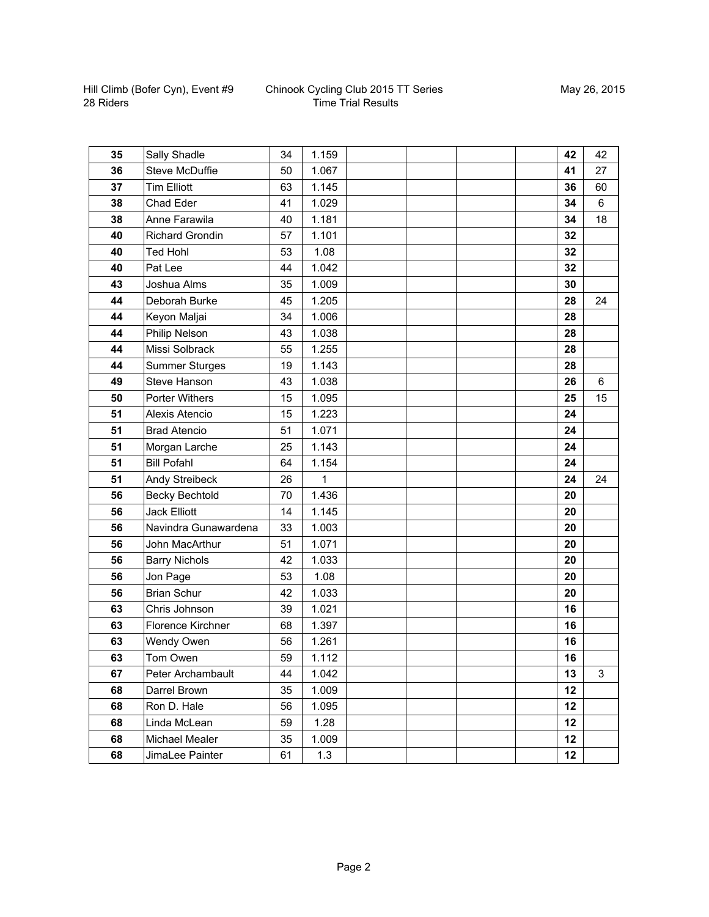Hill Climb (Bofer Cyn), Event #9
28 Riders

Chinook Cycling Club 2015 TT Series
Time Trial Results

May 26, 2015

| | | | | | | | | | |
|---|---|---|---|---|---|---|---|---|---|
| **35** | Sally Shadle | 34 | 1.159 | | | | | **42** | 42 |
| **36** | Steve McDuffie | 50 | 1.067 | | | | | **41** | 27 |
| **37** | Tim Elliott | 63 | 1.145 | | | | | **36** | 60 |
| **38** | Chad Eder | 41 | 1.029 | | | | | **34** | 6 |
| **38** | Anne Farawila | 40 | 1.181 | | | | | **34** | 18 |
| **40** | Richard Grondin | 57 | 1.101 | | | | | **32** | |
| **40** | Ted Hohl | 53 | 1.08 | | | | | **32** | |
| **40** | Pat Lee | 44 | 1.042 | | | | | **32** | |
| **43** | Joshua Alms | 35 | 1.009 | | | | | **30** | |
| **44** | Deborah Burke | 45 | 1.205 | | | | | **28** | 24 |
| **44** | Keyon Maljai | 34 | 1.006 | | | | | **28** | |
| **44** | Philip Nelson | 43 | 1.038 | | | | | **28** | |
| **44** | Missi Solbrack | 55 | 1.255 | | | | | **28** | |
| **44** | Summer Sturges | 19 | 1.143 | | | | | **28** | |
| **49** | Steve Hanson | 43 | 1.038 | | | | | **26** | 6 |
| **50** | Porter Withers | 15 | 1.095 | | | | | **25** | 15 |
| **51** | Alexis Atencio | 15 | 1.223 | | | | | **24** | |
| **51** | Brad Atencio | 51 | 1.071 | | | | | **24** | |
| **51** | Morgan Larche | 25 | 1.143 | | | | | **24** | |
| **51** | Bill Pofahl | 64 | 1.154 | | | | | **24** | |
| **51** | Andy Streibeck | 26 | 1 | | | | | **24** | 24 |
| **56** | Becky Bechtold | 70 | 1.436 | | | | | **20** | |
| **56** | Jack Elliott | 14 | 1.145 | | | | | **20** | |
| **56** | Navindra Gunawardena | 33 | 1.003 | | | | | **20** | |
| **56** | John MacArthur | 51 | 1.071 | | | | | **20** | |
| **56** | Barry Nichols | 42 | 1.033 | | | | | **20** | |
| **56** | Jon Page | 53 | 1.08 | | | | | **20** | |
| **56** | Brian Schur | 42 | 1.033 | | | | | **20** | |
| **63** | Chris Johnson | 39 | 1.021 | | | | | **16** | |
| **63** | Florence Kirchner | 68 | 1.397 | | | | | **16** | |
| **63** | Wendy Owen | 56 | 1.261 | | | | | **16** | |
| **63** | Tom Owen | 59 | 1.112 | | | | | **16** | |
| **67** | Peter Archambault | 44 | 1.042 | | | | | **13** | 3 |
| **68** | Darrel Brown | 35 | 1.009 | | | | | **12** | |
| **68** | Ron D. Hale | 56 | 1.095 | | | | | **12** | |
| **68** | Linda McLean | 59 | 1.28 | | | | | **12** | |
| **68** | Michael Mealer | 35 | 1.009 | | | | | **12** | |
| **68** | JimaLee Painter | 61 | 1.3 | | | | | **12** | |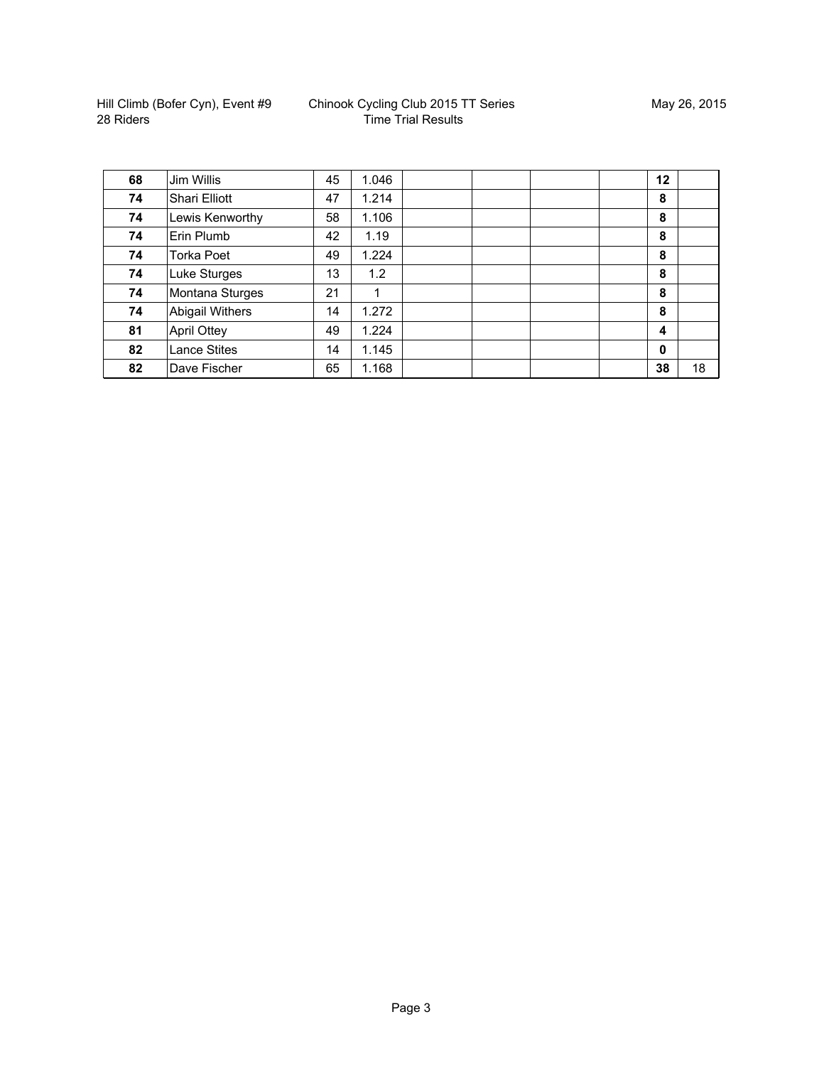| | | | | | | | | | |
|---|---|---|---|---|---|---|---|---|---|
| **68** | Jim Willis | 45 | 1.046 | | | | | **12** | |
| **74** | Shari Elliott | 47 | 1.214 | | | | | **8** | |
| **74** | Lewis Kenworthy | 58 | 1.106 | | | | | **8** | |
| **74** | Erin Plumb | 42 | 1.19 | | | | | **8** | |
| **74** | Torka Poet | 49 | 1.224 | | | | | **8** | |
| **74** | Luke Sturges | 13 | 1.2 | | | | | **8** | |
| **74** | Montana Sturges | 21 | 1 | | | | | **8** | |
| **74** | Abigail Withers | 14 | 1.272 | | | | | **8** | |
| **81** | April Ottey | 49 | 1.224 | | | | | **4** | |
| **82** | Lance Stites | 14 | 1.145 | | | | | **0** | |
| **82** | Dave Fischer | 65 | 1.168 | | | | | **38** | 18 |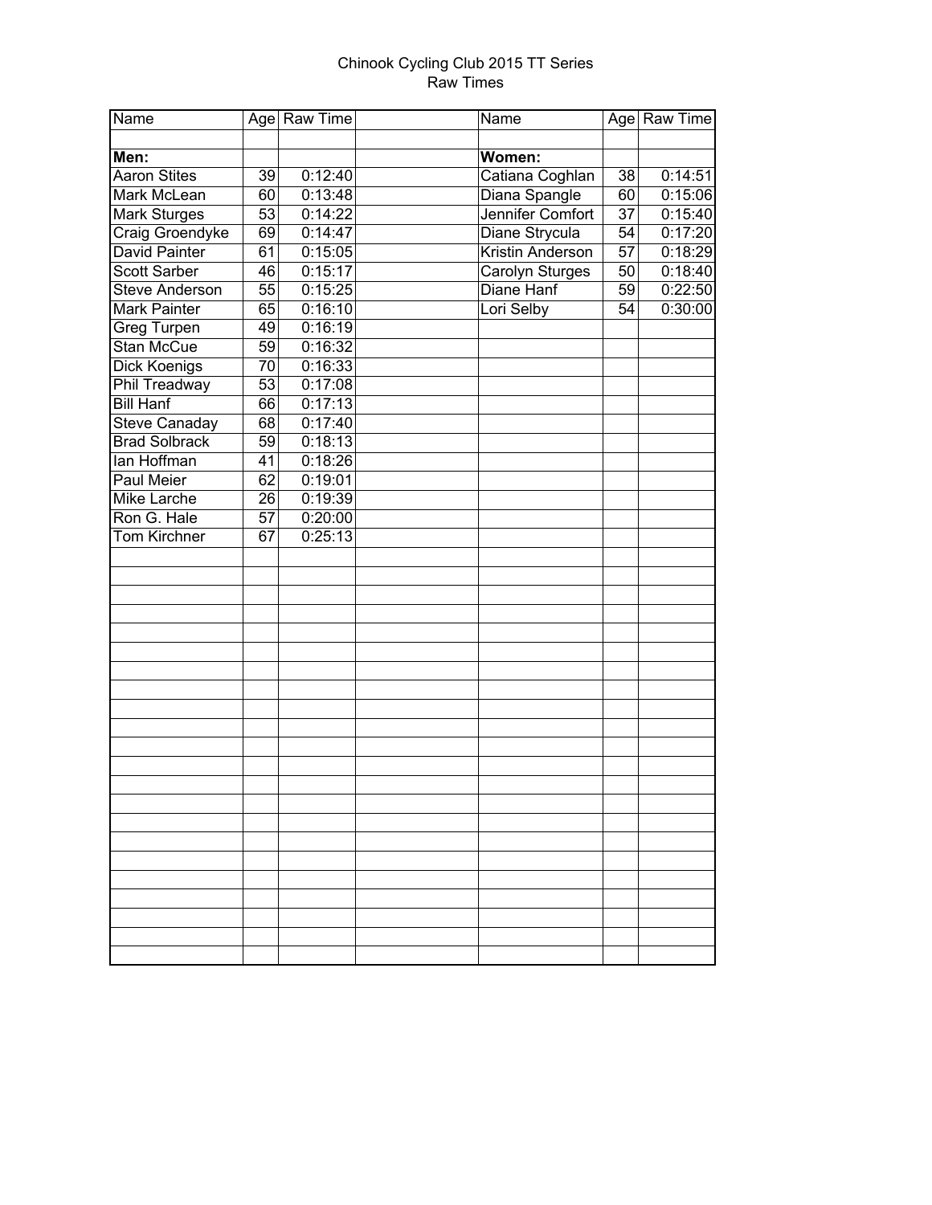Chinook Cycling Club 2015 TT Series
Raw Times

| Name | Age | Raw Time | | Name | Age | Raw Time |
|---|---|---|---|---|---|---|
| | | | | | | |
| **Men:** | | | | **Women:** | | |
| Aaron Stites | 39 | 0:12:40 | | Catiana Coghlan | 38 | 0:14:51 |
| Mark McLean | 60 | 0:13:48 | | Diana Spangle | 60 | 0:15:06 |
| Mark Sturges | 53 | 0:14:22 | | Jennifer Comfort | 37 | 0:15:40 |
| Craig Groendyke | 69 | 0:14:47 | | Diane Strycula | 54 | 0:17:20 |
| David Painter | 61 | 0:15:05 | | Kristin Anderson | 57 | 0:18:29 |
| Scott Sarber | 46 | 0:15:17 | | Carolyn Sturges | 50 | 0:18:40 |
| Steve Anderson | 55 | 0:15:25 | | Diane Hanf | 59 | 0:22:50 |
| Mark Painter | 65 | 0:16:10 | | Lori Selby | 54 | 0:30:00 |
| Greg Turpen | 49 | 0:16:19 | | | | |
| Stan McCue | 59 | 0:16:32 | | | | |
| Dick Koenigs | 70 | 0:16:33 | | | | |
| Phil Treadway | 53 | 0:17:08 | | | | |
| Bill Hanf | 66 | 0:17:13 | | | | |
| Steve Canaday | 68 | 0:17:40 | | | | |
| Brad Solbrack | 59 | 0:18:13 | | | | |
| Ian Hoffman | 41 | 0:18:26 | | | | |
| Paul Meier | 62 | 0:19:01 | | | | |
| Mike Larche | 26 | 0:19:39 | | | | |
| Ron G. Hale | 57 | 0:20:00 | | | | |
| Tom Kirchner | 67 | 0:25:13 | | | | |